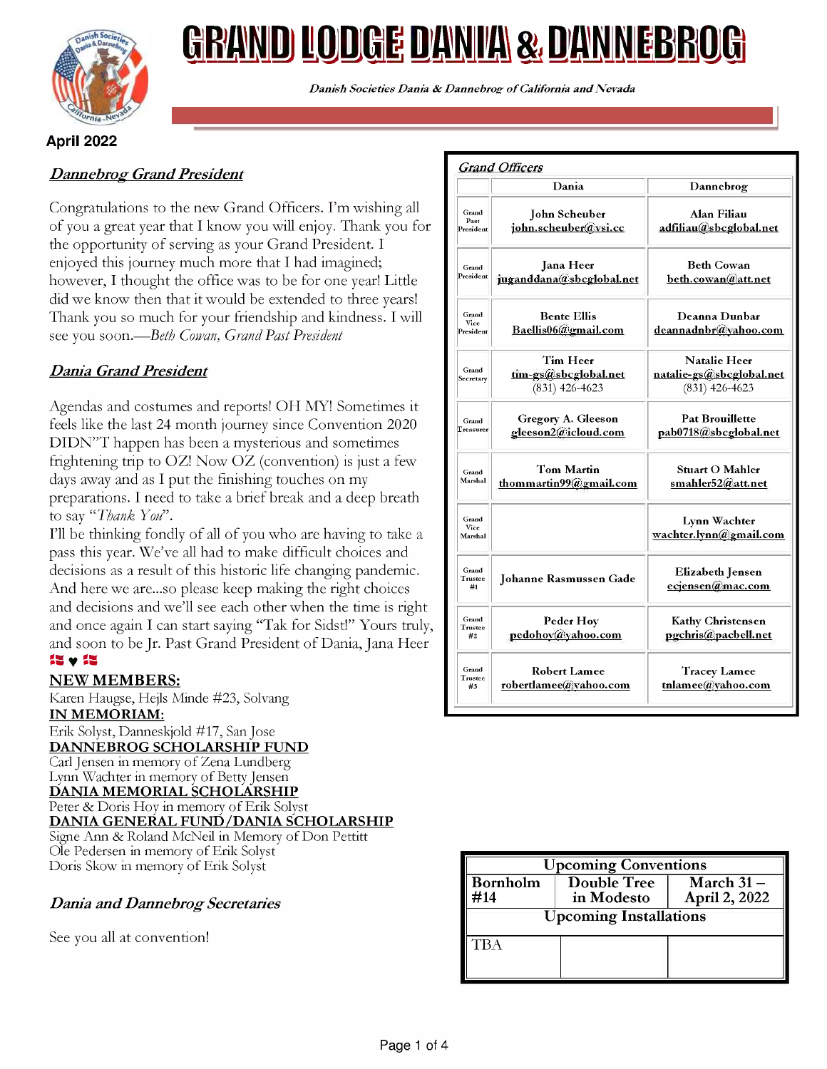# GRAND LODGE DANIA & DANNEBROG

*Danish Societies Dania & Dannebrog of California and Nevada*

**April 2022**

## *Dannebrog Grand President*

Congratulations to the new Grand Officers. I'm wishing all of you a great year that I know you will enjoy. Thank you for the opportunity of serving as your Grand President. I enjoyed this journey much more that I had imagined; however, I thought the office was to be for one year! Little did we know then that it would be extended to three years! Thank you so much for your friendship and kindness. I will see you soon.—*Beth Cowan, Grand Past President*

## *Dania Grand President*

Agendas and costumes and reports! OH MY! Sometimes it feels like the last 24 month journey since Convention 2020 DIDN"T happen has been a mysterious and sometimes frightening trip to OZ! Now OZ (convention) is just a few days away and as I put the finishing touches on my preparations. I need to take a brief break and a deep breath to say "*Thank You*".

I'll be thinking fondly of all of you who are having to take a pass this year. We've all had to make difficult choices and decisions as a result of this historic life changing pandemic. And here we are…so please keep making the right choices and decisions and we'll see each other when the time is right and once again I can start saying "Tak for Sidst!" Yours truly, and soon to be Jr. Past Grand President of Dania, Jana Heer 🇩🇰 ♥ 🇩🇰

**NEW MEMBERS:**

Karen Haugse, Hejls Minde #23, Solvang

**IN MEMORIAM:**

Erik Solyst, Danneskjold #17, San Jose

**DANNEBROG SCHOLARSHIP FUND**

Carl Jensen in memory of Zena Lundberg
Lynn Wachter in memory of Betty Jensen

**DANIA MEMORIAL SCHOLARSHIP**

Peter & Doris Hoy in memory of Erik Solyst

**DANIA GENERAL FUND/DANIA SCHOLARSHIP**

Signe Ann & Roland McNeil in Memory of Don Pettitt
Ole Pedersen in memory of Erik Solyst
Doris Skow in memory of Erik Solyst

## *Dania and Dannebrog Secretaries*

See you all at convention!

### *Grand Officers*

| | Dania | Dannebrog |
|---|---|---|
| Grand Past President | John Scheuber john.scheuber@vsi.cc | Alan Filiau adfiliau@sbcglobal.net |
| Grand President | Jana Heer juganddana@sbcglobal.net | Beth Cowan beth.cowan@att.net |
| Grand Vice President | Bente Ellis Baellis06@gmail.com | Deanna Dunbar deannadnbr@yahoo.com |
| Grand Secretary | Tim Heer tim-gs@sbcglobal.net (831) 426-4623 | Natalie Heer natalie-gs@sbcglobal.net (831) 426-4623 |
| Grand Treasurer | Gregory A. Gleeson gleeson2@icloud.com | Pat Brouillette pab0718@sbcglobal.net |
| Grand Marshal | Tom Martin thommartin99@gmail.com | Stuart O Mahler smahler52@att.net |
| Grand Vice Marshal | | Lynn Wachter wachter.lynn@gmail.com |
| Grand Trustee #1 | Johanne Rasmussen Gade | Elizabeth Jensen ecjensen@mac.com |
| Grand Trustee #2 | Peder Hoy pedohoy@yahoo.com | Kathy Christensen pgchris@pacbell.net |
| Grand Trustee #3 | Robert Lamee robertlamee@yahoo.com | Tracey Lamee tnlamee@yahoo.com |

| Upcoming Conventions | | |
|---|---|---|
| Bornholm #14 | Double Tree in Modesto | March 31 – April 2, 2022 |
| **Upcoming Installations** | | |
| TBA | | |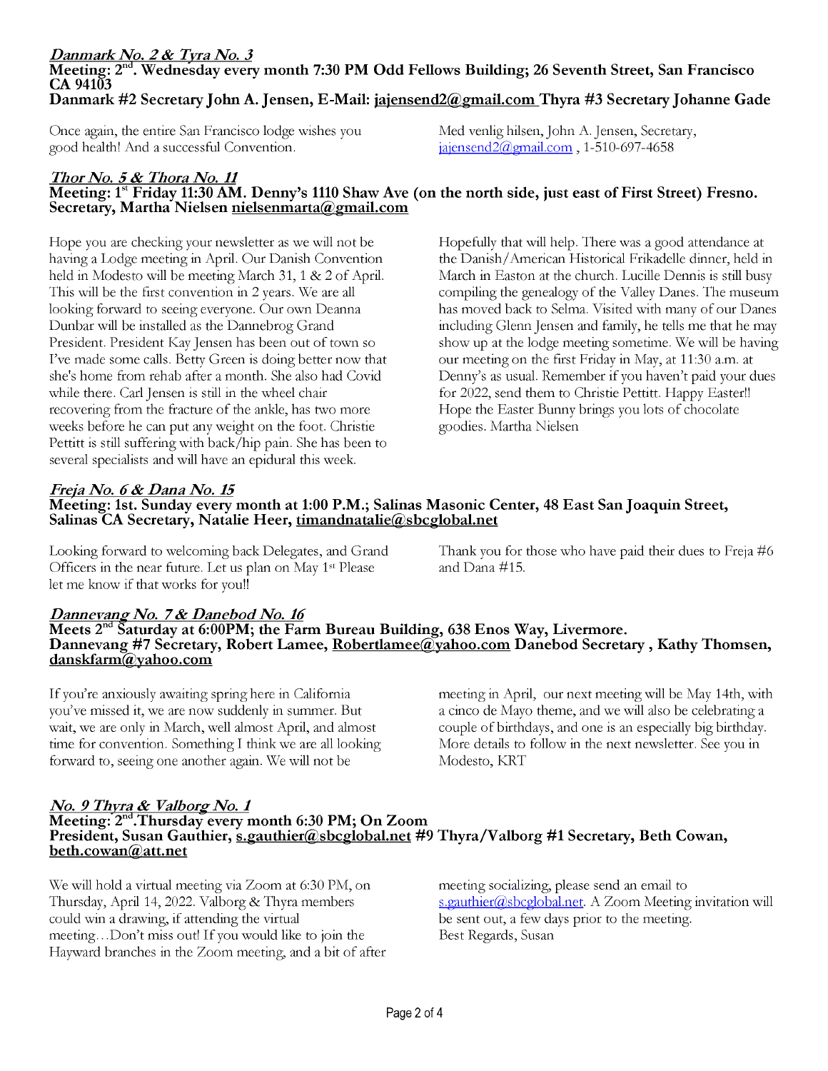### ***Danmark No. 2 & Tyra No. 3***

**Meeting: 2nd. Wednesday every month 7:30 PM Odd Fellows Building; 26 Seventh Street, San Francisco CA 94103**
**Danmark #2 Secretary John A. Jensen, E-Mail: jajensend2@gmail.com Thyra #3 Secretary Johanne Gade**

Once again, the entire San Francisco lodge wishes you good health! And a successful Convention.

Med venlig hilsen, John A. Jensen, Secretary, jajensend2@gmail.com , 1-510-697-4658

### ***Thor No. 5 & Thora No. 11***

**Meeting: 1st Friday 11:30 AM. Denny's 1110 Shaw Ave (on the north side, just east of First Street) Fresno. Secretary, Martha Nielsen nielsenmarta@gmail.com**

Hope you are checking your newsletter as we will not be having a Lodge meeting in April. Our Danish Convention held in Modesto will be meeting March 31, 1 & 2 of April. This will be the first convention in 2 years. We are all looking forward to seeing everyone. Our own Deanna Dunbar will be installed as the Dannebrog Grand President. President Kay Jensen has been out of town so I've made some calls. Betty Green is doing better now that she's home from rehab after a month. She also had Covid while there. Carl Jensen is still in the wheel chair recovering from the fracture of the ankle, has two more weeks before he can put any weight on the foot. Christie Pettitt is still suffering with back/hip pain. She has been to several specialists and will have an epidural this week. Hopefully that will help. There was a good attendance at the Danish/American Historical Frikadelle dinner, held in March in Easton at the church. Lucille Dennis is still busy compiling the genealogy of the Valley Danes. The museum has moved back to Selma. Visited with many of our Danes including Glenn Jensen and family, he tells me that he may show up at the lodge meeting sometime. We will be having our meeting on the first Friday in May, at 11:30 a.m. at Denny's as usual. Remember if you haven't paid your dues for 2022, send them to Christie Pettitt. Happy Easter!! Hope the Easter Bunny brings you lots of chocolate goodies. Martha Nielsen

### ***Freja No. 6 & Dana No. 15***

**Meeting: 1st. Sunday every month at 1:00 P.M.; Salinas Masonic Center, 48 East San Joaquin Street, Salinas CA Secretary, Natalie Heer, timandnatalie@sbcglobal.net**

Looking forward to welcoming back Delegates, and Grand Officers in the near future. Let us plan on May 1st Please let me know if that works for you!!

Thank you for those who have paid their dues to Freja #6 and Dana #15.

### ***Dannevang No. 7 & Danebod No. 16***

**Meets 2nd Saturday at 6:00PM; the Farm Bureau Building, 638 Enos Way, Livermore.**
**Dannevang #7 Secretary, Robert Lamee, Robertlamee@yahoo.com Danebod Secretary , Kathy Thomsen, danskfarm@yahoo.com**

If you're anxiously awaiting spring here in California you've missed it, we are now suddenly in summer. But wait, we are only in March, well almost April, and almost time for convention. Something I think we are all looking forward to, seeing one another again. We will not be meeting in April, our next meeting will be May 14th, with a cinco de Mayo theme, and we will also be celebrating a couple of birthdays, and one is an especially big birthday. More details to follow in the next newsletter. See you in Modesto, KRT

### ***No. 9 Thyra & Valborg No. 1***

**Meeting: 2nd.Thursday every month 6:30 PM; On Zoom**
**President, Susan Gauthier, s.gauthier@sbcglobal.net #9 Thyra/Valborg #1 Secretary, Beth Cowan, beth.cowan@att.net**

We will hold a virtual meeting via Zoom at 6:30 PM, on Thursday, April 14, 2022. Valborg & Thyra members could win a drawing, if attending the virtual meeting…Don't miss out! If you would like to join the Hayward branches in the Zoom meeting, and a bit of after meeting socializing, please send an email to s.gauthier@sbcglobal.net. A Zoom Meeting invitation will be sent out, a few days prior to the meeting.
Best Regards, Susan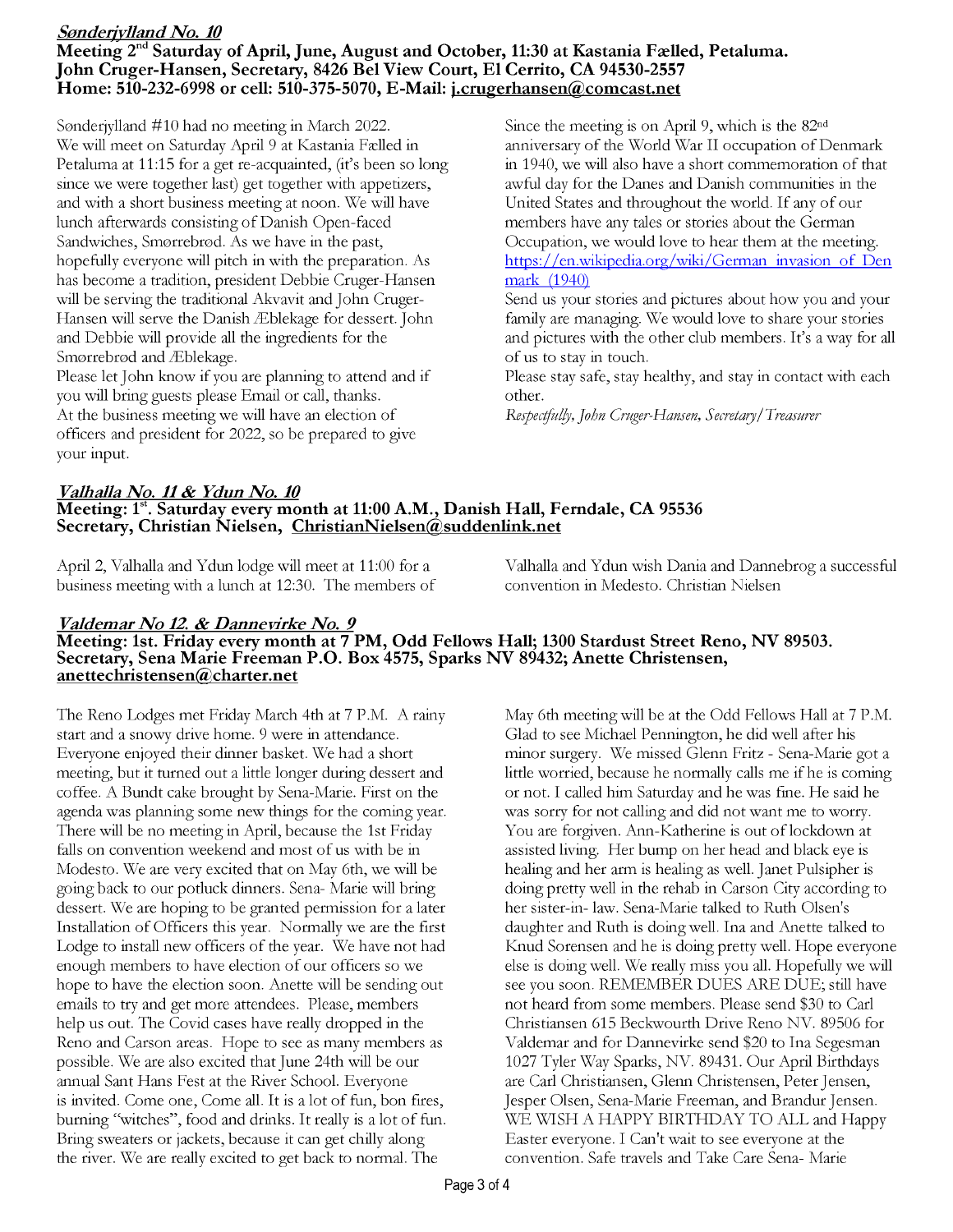## *Sønderjylland No. 10*

**Meeting 2nd Saturday of April, June, August and October, 11:30 at Kastania Fælled, Petaluma.**
**John Cruger-Hansen, Secretary, 8426 Bel View Court, El Cerrito, CA 94530-2557**
**Home: 510-232-6998 or cell: 510-375-5070, E-Mail: j.crugerhansen@comcast.net**

Sønderjylland #10 had no meeting in March 2022. We will meet on Saturday April 9 at Kastania Fælled in Petaluma at 11:15 for a get re-acquainted, (it's been so long since we were together last) get together with appetizers, and with a short business meeting at noon. We will have lunch afterwards consisting of Danish Open-faced Sandwiches, Smørrebrød. As we have in the past, hopefully everyone will pitch in with the preparation. As has become a tradition, president Debbie Cruger-Hansen will be serving the traditional Akvavit and John Cruger-Hansen will serve the Danish Æblekage for dessert. John and Debbie will provide all the ingredients for the Smørrebrød and Æblekage.

Please let John know if you are planning to attend and if you will bring guests please Email or call, thanks.

At the business meeting we will have an election of officers and president for 2022, so be prepared to give your input.

Since the meeting is on April 9, which is the 82nd anniversary of the World War II occupation of Denmark in 1940, we will also have a short commemoration of that awful day for the Danes and Danish communities in the United States and throughout the world. If any of our members have any tales or stories about the German Occupation, we would love to hear them at the meeting. https://en.wikipedia.org/wiki/German_invasion_of_Denmark_(1940)

Send us your stories and pictures about how you and your family are managing. We would love to share your stories and pictures with the other club members. It's a way for all of us to stay in touch.

Please stay safe, stay healthy, and stay in contact with each other.

*Respectfully, John Cruger-Hansen, Secretary/Treasurer*

## *Valhalla No. 11 & Ydun No. 10*

**Meeting: 1st. Saturday every month at 11:00 A.M., Danish Hall, Ferndale, CA 95536**
**Secretary, Christian Nielsen, ChristianNielsen@suddenlink.net**

April 2, Valhalla and Ydun lodge will meet at 11:00 for a business meeting with a lunch at 12:30. The members of Valhalla and Ydun wish Dania and Dannebrog a successful convention in Medesto. Christian Nielsen

## *Valdemar No 12. & Dannevirke No. 9*

**Meeting: 1st. Friday every month at 7 PM, Odd Fellows Hall; 1300 Stardust Street Reno, NV 89503.**
**Secretary, Sena Marie Freeman P.O. Box 4575, Sparks NV 89432; Anette Christensen, anettechristensen@charter.net**

The Reno Lodges met Friday March 4th at 7 P.M. A rainy start and a snowy drive home. 9 were in attendance. Everyone enjoyed their dinner basket. We had a short meeting, but it turned out a little longer during dessert and coffee. A Bundt cake brought by Sena-Marie. First on the agenda was planning some new things for the coming year. There will be no meeting in April, because the 1st Friday falls on convention weekend and most of us with be in Modesto. We are very excited that on May 6th, we will be going back to our potluck dinners. Sena- Marie will bring dessert. We are hoping to be granted permission for a later Installation of Officers this year. Normally we are the first Lodge to install new officers of the year. We have not had enough members to have election of our officers so we hope to have the election soon. Anette will be sending out emails to try and get more attendees. Please, members help us out. The Covid cases have really dropped in the Reno and Carson areas. Hope to see as many members as possible. We are also excited that June 24th will be our annual Sant Hans Fest at the River School. Everyone is invited. Come one, Come all. It is a lot of fun, bon fires, burning "witches", food and drinks. It really is a lot of fun. Bring sweaters or jackets, because it can get chilly along the river. We are really excited to get back to normal. The May 6th meeting will be at the Odd Fellows Hall at 7 P.M. Glad to see Michael Pennington, he did well after his minor surgery. We missed Glenn Fritz - Sena-Marie got a little worried, because he normally calls me if he is coming or not. I called him Saturday and he was fine. He said he was sorry for not calling and did not want me to worry. You are forgiven. Ann-Katherine is out of lockdown at assisted living. Her bump on her head and black eye is healing and her arm is healing as well. Janet Pulsipher is doing pretty well in the rehab in Carson City according to her sister-in- law. Sena-Marie talked to Ruth Olsen's daughter and Ruth is doing well. Ina and Anette talked to Knud Sorensen and he is doing pretty well. Hope everyone else is doing well. We really miss you all. Hopefully we will see you soon. REMEMBER DUES ARE DUE; still have not heard from some members. Please send $30 to Carl Christiansen 615 Beckwourth Drive Reno NV. 89506 for Valdemar and for Dannevirke send $20 to Ina Segesman 1027 Tyler Way Sparks, NV. 89431. Our April Birthdays are Carl Christiansen, Glenn Christensen, Peter Jensen, Jesper Olsen, Sena-Marie Freeman, and Brandur Jensen. WE WISH A HAPPY BIRTHDAY TO ALL and Happy Easter everyone. I Can't wait to see everyone at the convention. Safe travels and Take Care Sena- Marie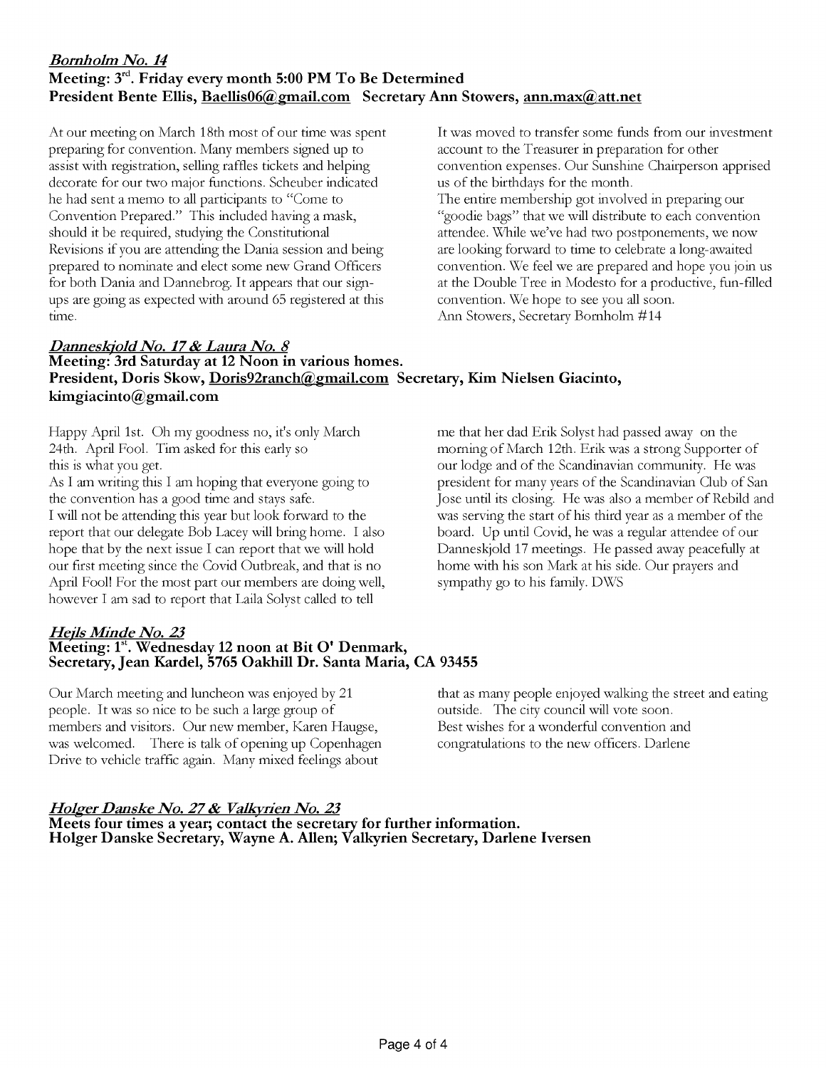### *Bornholm No. 14*

**Meeting: 3rd. Friday every month 5:00 PM To Be Determined**
**President Bente Ellis, Baellis06@gmail.com Secretary Ann Stowers, ann.max@att.net**

At our meeting on March 18th most of our time was spent preparing for convention. Many members signed up to assist with registration, selling raffles tickets and helping decorate for our two major functions. Scheuber indicated he had sent a memo to all participants to "Come to Convention Prepared." This included having a mask, should it be required, studying the Constitutional Revisions if you are attending the Dania session and being prepared to nominate and elect some new Grand Officers for both Dania and Dannebrog. It appears that our sign-ups are going as expected with around 65 registered at this time.

It was moved to transfer some funds from our investment account to the Treasurer in preparation for other convention expenses. Our Sunshine Chairperson apprised us of the birthdays for the month.

The entire membership got involved in preparing our "goodie bags" that we will distribute to each convention attendee. While we've had two postponements, we now are looking forward to time to celebrate a long-awaited convention. We feel we are prepared and hope you join us at the Double Tree in Modesto for a productive, fun-filled convention. We hope to see you all soon.

Ann Stowers, Secretary Bornholm #14

### *Danneskjold No. 17 & Laura No. 8*

**Meeting: 3rd Saturday at 12 Noon in various homes.**
**President, Doris Skow, Doris92ranch@gmail.com Secretary, Kim Nielsen Giacinto, kimgiacinto@gmail.com**

Happy April 1st. Oh my goodness no, it's only March 24th. April Fool. Tim asked for this early so this is what you get.

As I am writing this I am hoping that everyone going to the convention has a good time and stays safe.

I will not be attending this year but look forward to the report that our delegate Bob Lacey will bring home. I also hope that by the next issue I can report that we will hold our first meeting since the Covid Outbreak, and that is no April Fool! For the most part our members are doing well, however I am sad to report that Laila Solyst called to tell me that her dad Erik Solyst had passed away on the morning of March 12th. Erik was a strong Supporter of our lodge and of the Scandinavian community. He was president for many years of the Scandinavian Club of San Jose until its closing. He was also a member of Rebild and was serving the start of his third year as a member of the board. Up until Covid, he was a regular attendee of our Danneskjold 17 meetings. He passed away peacefully at home with his son Mark at his side. Our prayers and sympathy go to his family. DWS

### *Hejls Minde No. 23*

**Meeting: 1st. Wednesday 12 noon at Bit O' Denmark,**
**Secretary, Jean Kardel, 5765 Oakhill Dr. Santa Maria, CA 93455**

Our March meeting and luncheon was enjoyed by 21 people. It was so nice to be such a large group of members and visitors. Our new member, Karen Haugse, was welcomed. There is talk of opening up Copenhagen Drive to vehicle traffic again. Many mixed feelings about that as many people enjoyed walking the street and eating outside. The city council will vote soon.

Best wishes for a wonderful convention and congratulations to the new officers. Darlene

### *Holger Danske No. 27 & Valkyrien No. 23*

**Meets four times a year; contact the secretary for further information.**
**Holger Danske Secretary, Wayne A. Allen; Valkyrien Secretary, Darlene Iversen**